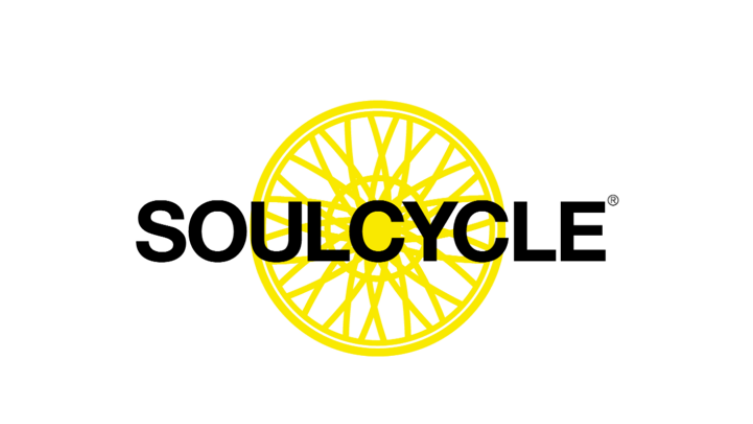SOULCYCLE®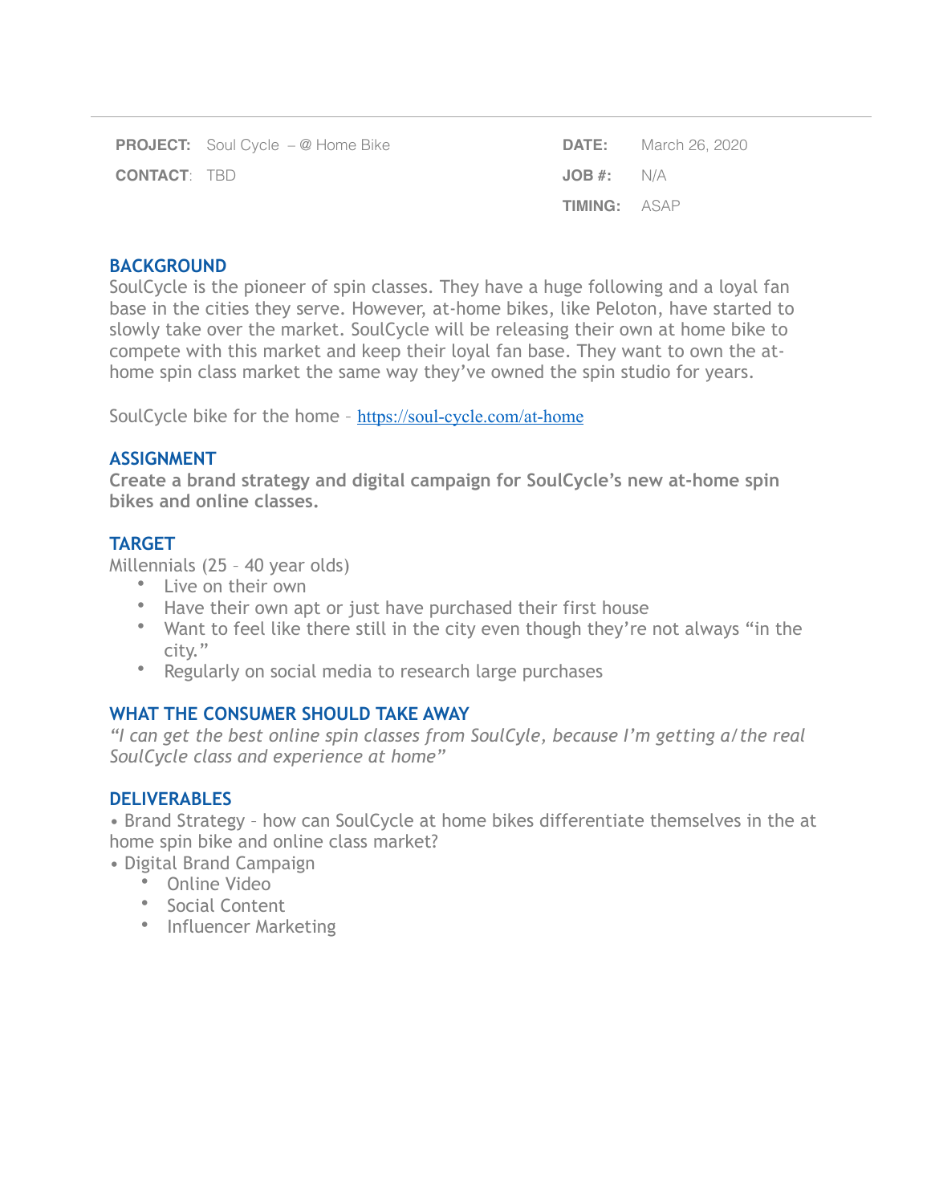| | | | |
|---|---|---|---|
| **PROJECT:** | Soul Cycle – @ Home Bike | **DATE:** | March 26, 2020 |
| **CONTACT**: | TBD | **JOB #:** | N/A |
| | | **TIMING:** | ASAP |

## BACKGROUND

SoulCycle is the pioneer of spin classes. They have a huge following and a loyal fan base in the cities they serve. However, at-home bikes, like Peloton, have started to slowly take over the market. SoulCycle will be releasing their own at home bike to compete with this market and keep their loyal fan base. They want to own the at-home spin class market the same way they've owned the spin studio for years.

SoulCycle bike for the home – [https://soul-cycle.com/at-home](https://soul-cycle.com/at-home)

## ASSIGNMENT

**Create a brand strategy and digital campaign for SoulCycle's new at-home spin bikes and online classes.**

## TARGET

Millennials (25 – 40 year olds)

- Live on their own
- Have their own apt or just have purchased their first house
- Want to feel like there still in the city even though they're not always "in the city."
- Regularly on social media to research large purchases

## WHAT THE CONSUMER SHOULD TAKE AWAY

*"I can get the best online spin classes from SoulCyle, because I'm getting a/the real SoulCycle class and experience at home"*

## DELIVERABLES

• Brand Strategy – how can SoulCycle at home bikes differentiate themselves in the at home spin bike and online class market?

• Digital Brand Campaign

- Online Video
- Social Content
- Influencer Marketing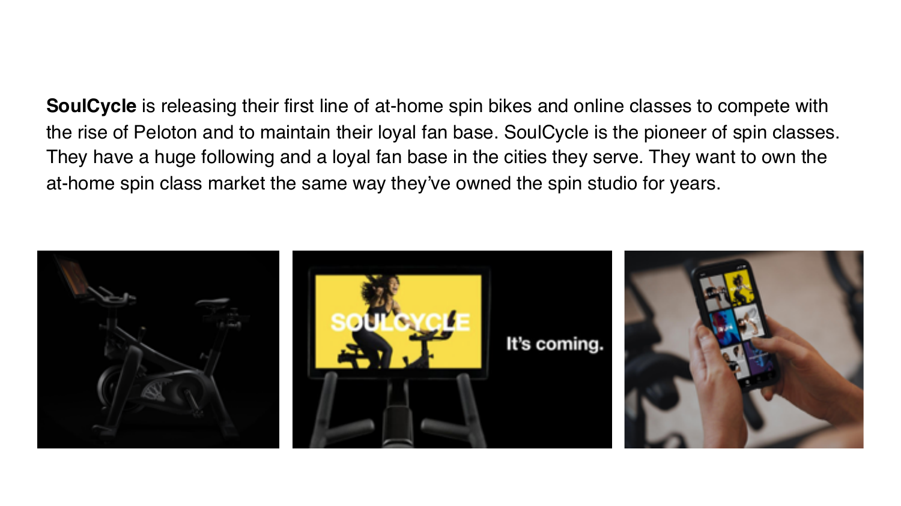**SoulCycle** is releasing their first line of at-home spin bikes and online classes to compete with the rise of Peloton and to maintain their loyal fan base. SoulCycle is the pioneer of spin classes. They have a huge following and a loyal fan base in the cities they serve. They want to own the at-home spin class market the same way they've owned the spin studio for years.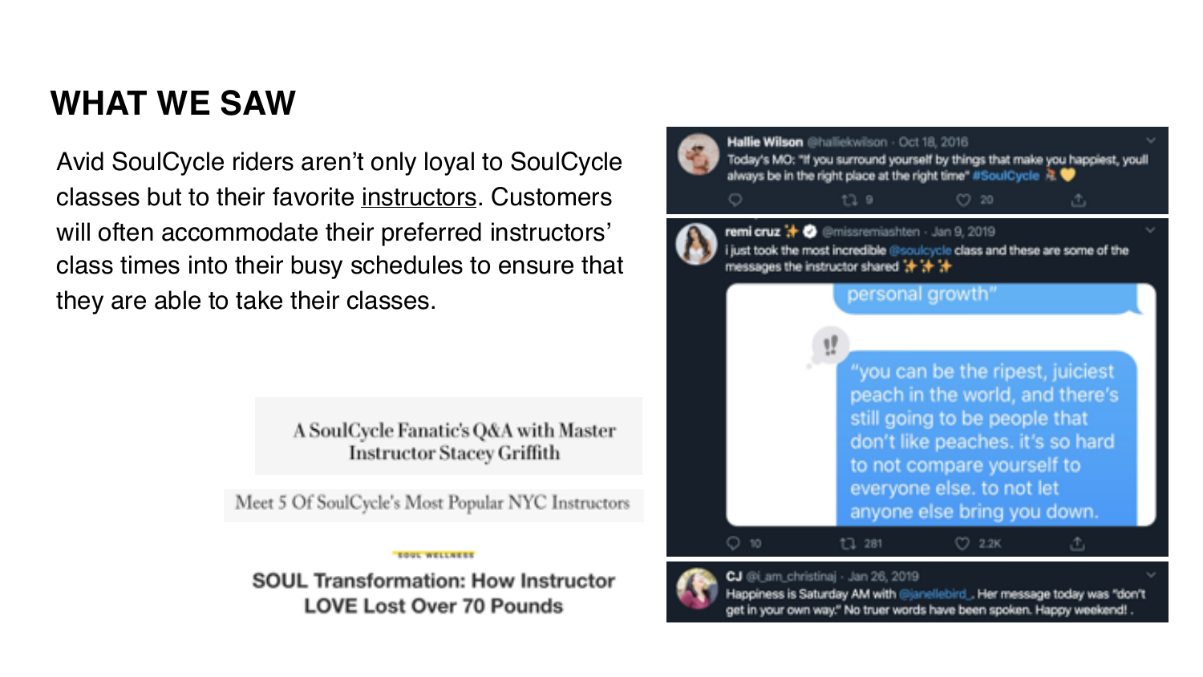# WHAT WE SAW

Avid SoulCycle riders aren't only loyal to SoulCycle classes but to their favorite instructors. Customers will often accommodate their preferred instructors' class times into their busy schedules to ensure that they are able to take their classes.

A SoulCycle Fanatic's Q&A with Master Instructor Stacey Griffith

Meet 5 Of SoulCycle's Most Popular NYC Instructors

SOUL WELLNESS

**SOUL Transformation: How Instructor LOVE Lost Over 70 Pounds**

**Hallie Wilson** @halliekwilson · Oct 18, 2016
Today's MO: "If you surround yourself by things that make you happiest, youll always be in the right place at the right time" #SoulCycle
9 · 20

**remi cruz** ✨ @missremiashten · Jan 9, 2019
i just took the most incredible @soulcycle class and these are some of the messages the instructor shared ✨✨✨

personal growth"

"you can be the ripest, juiciest peach in the world, and there's still going to be people that don't like peaches. it's so hard to not compare yourself to everyone else. to not let anyone else bring you down.

10 · 281 · 2.2K

**CJ** @i_am_christinaj · Jan 26, 2019
Happiness is Saturday AM with @janellebird_. Her message today was "don't get in your own way." No truer words have been spoken. Happy weekend! .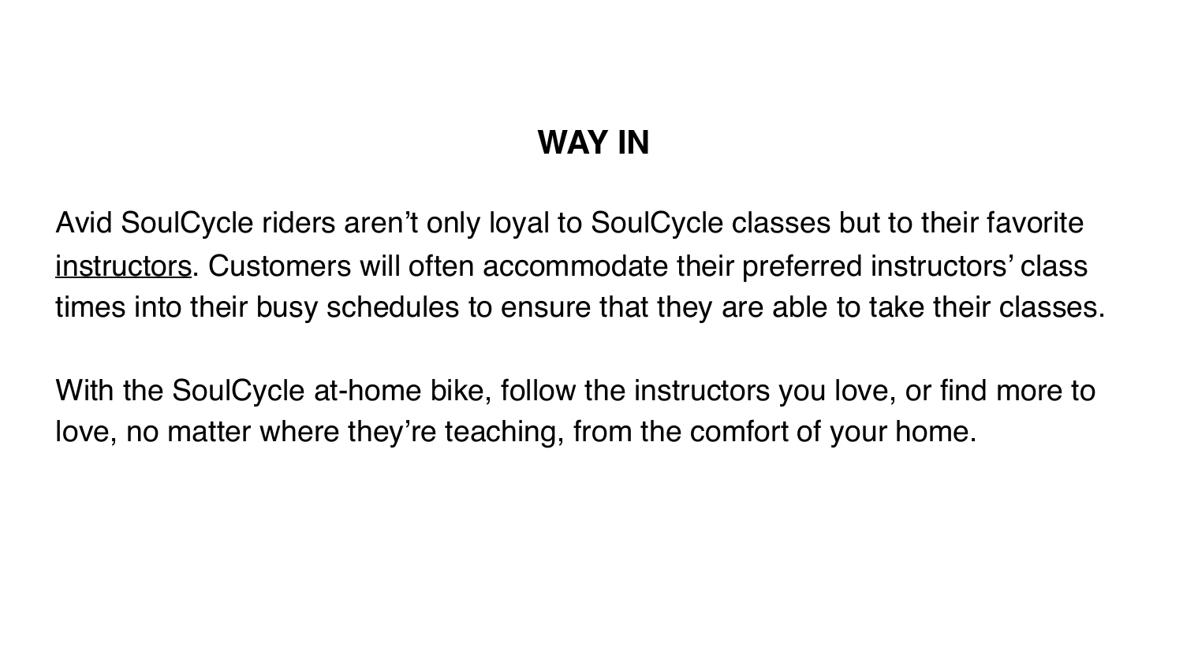## WAY IN

Avid SoulCycle riders aren't only loyal to SoulCycle classes but to their favorite <u>instructors</u>. Customers will often accommodate their preferred instructors' class times into their busy schedules to ensure that they are able to take their classes.

With the SoulCycle at-home bike, follow the instructors you love, or find more to love, no matter where they're teaching, from the comfort of your home.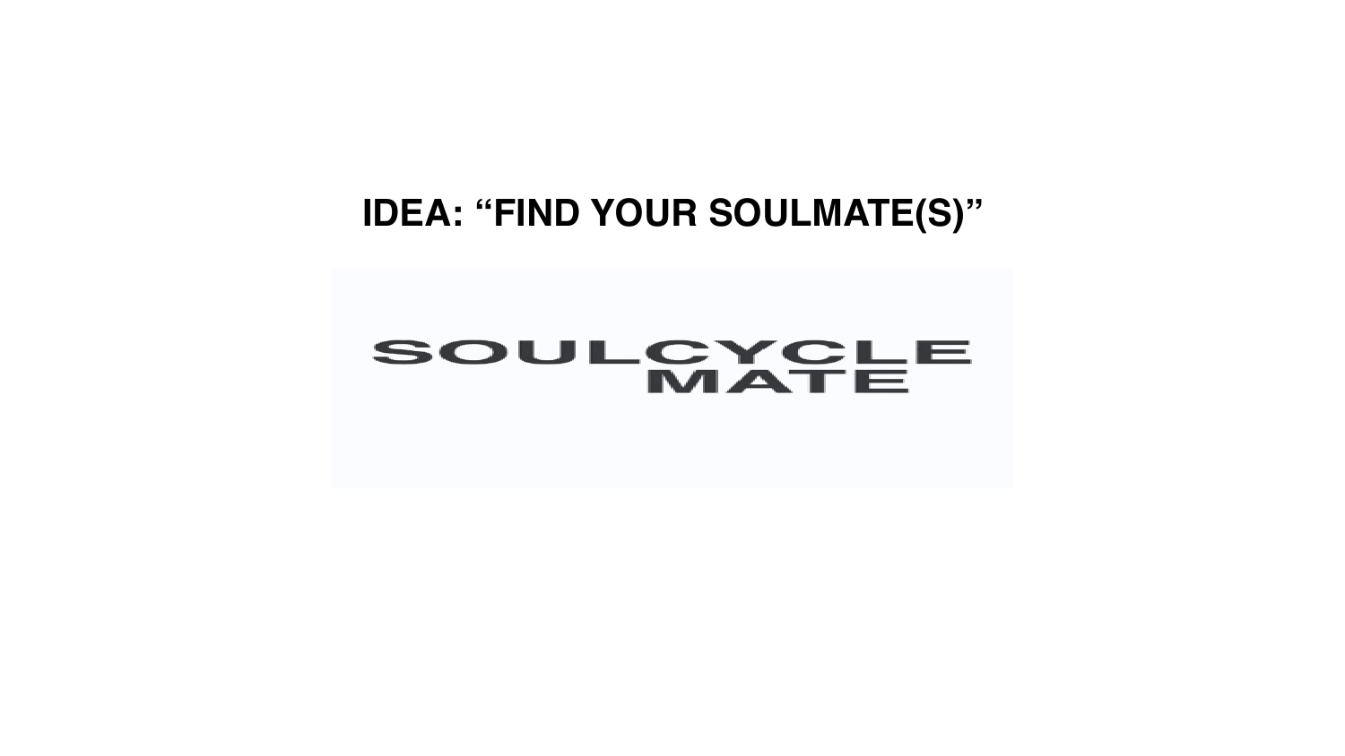# IDEA: "FIND YOUR SOULMATE(S)"

SOULCYCLE
MATE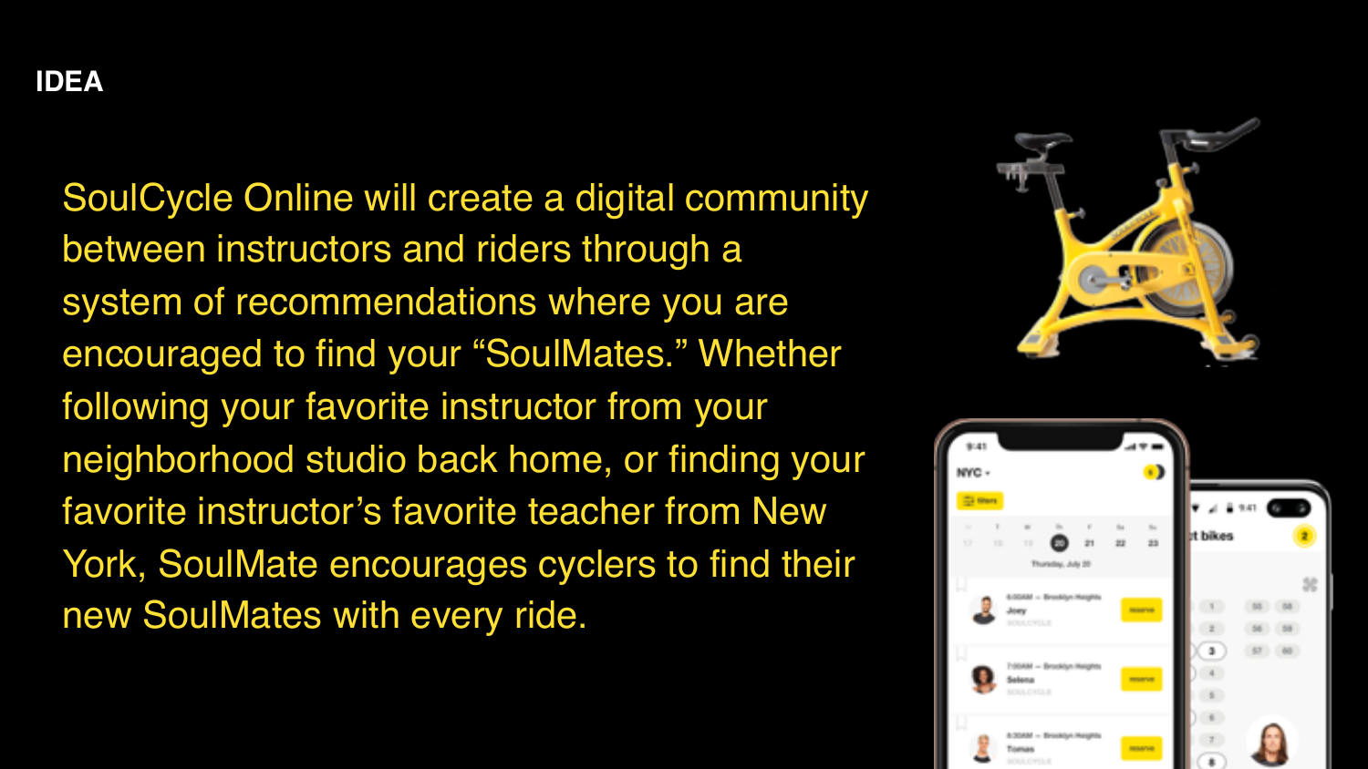## IDEA

SoulCycle Online will create a digital community between instructors and riders through a system of recommendations where you are encouraged to find your “SoulMates.” Whether following your favorite instructor from your neighborhood studio back home, or finding your favorite instructor’s favorite teacher from New York, SoulMate encourages cyclers to find their new SoulMates with every ride.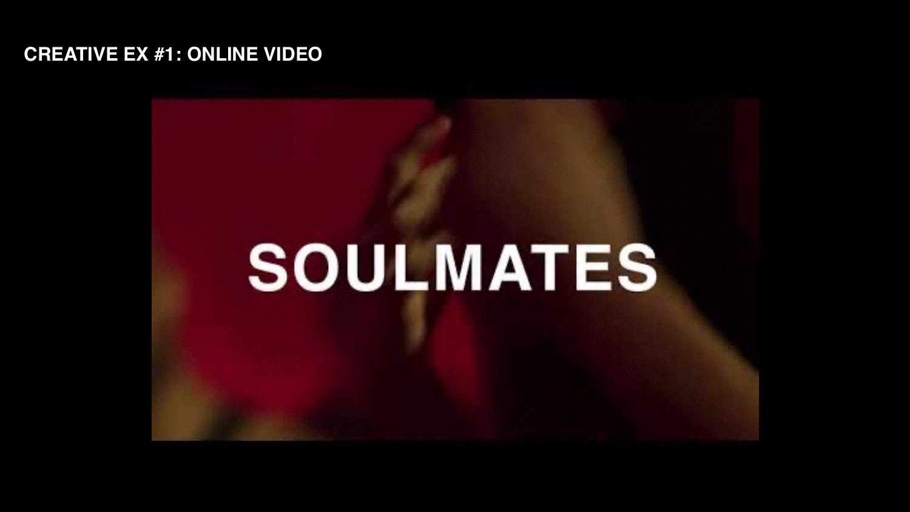**CREATIVE EX #1: ONLINE VIDEO**

SOULMATES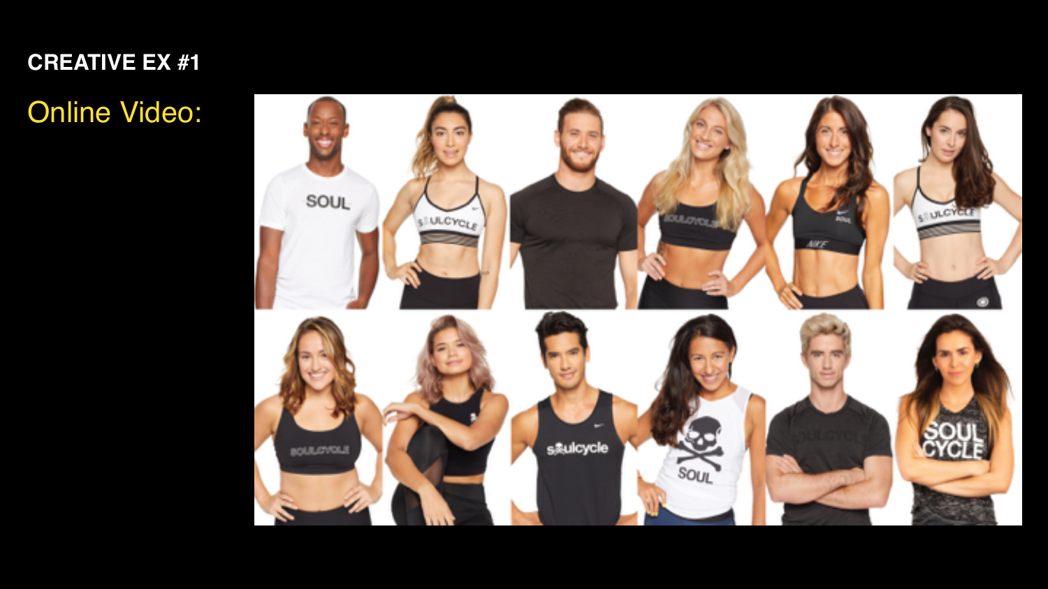**CREATIVE EX #1**

Online Video: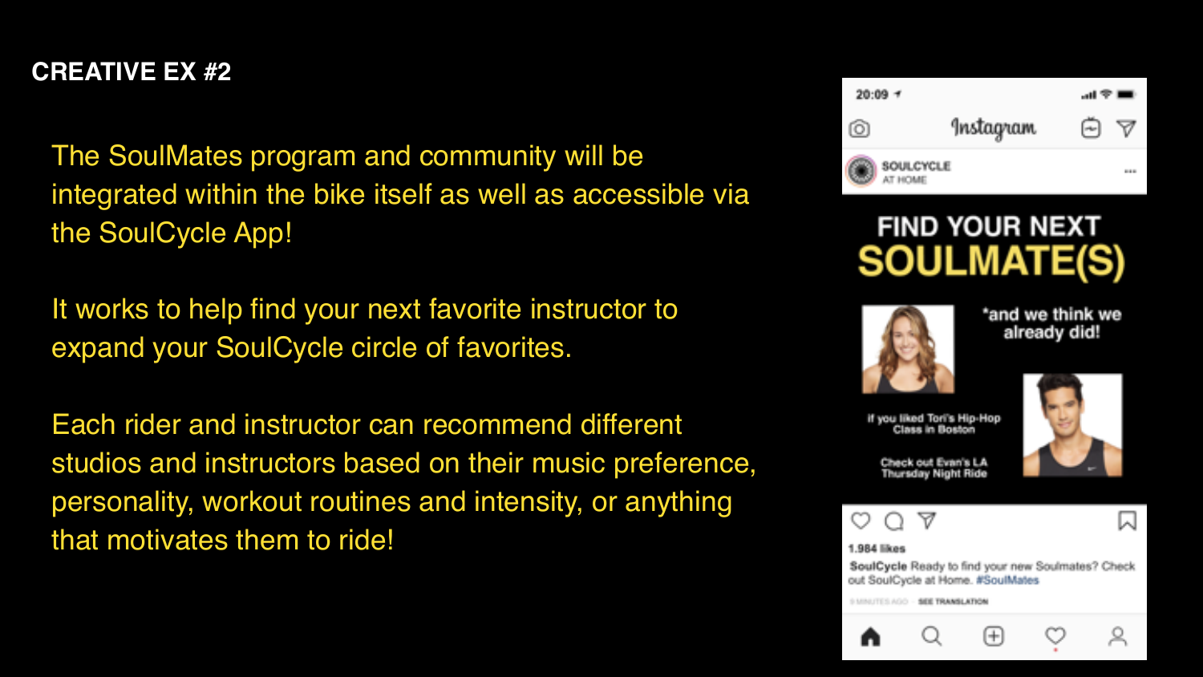# CREATIVE EX #2

The SoulMates program and community will be integrated within the bike itself as well as accessible via the SoulCycle App!

It works to help find your next favorite instructor to expand your SoulCycle circle of favorites.

Each rider and instructor can recommend different studios and instructors based on their music preference, personality, workout routines and intensity, or anything that motivates them to ride!

20:09

Instagram

SOULCYCLE
AT HOME

FIND YOUR NEXT
SOULMATE(S)

*and we think we already did!

If you liked Tori's Hip-Hop Class in Boston

Check out Evan's LA Thursday Night Ride

1,984 likes

**SoulCycle** Ready to find your new Soulmates? Check out SoulCycle at Home. #SoulMates

SEE TRANSLATION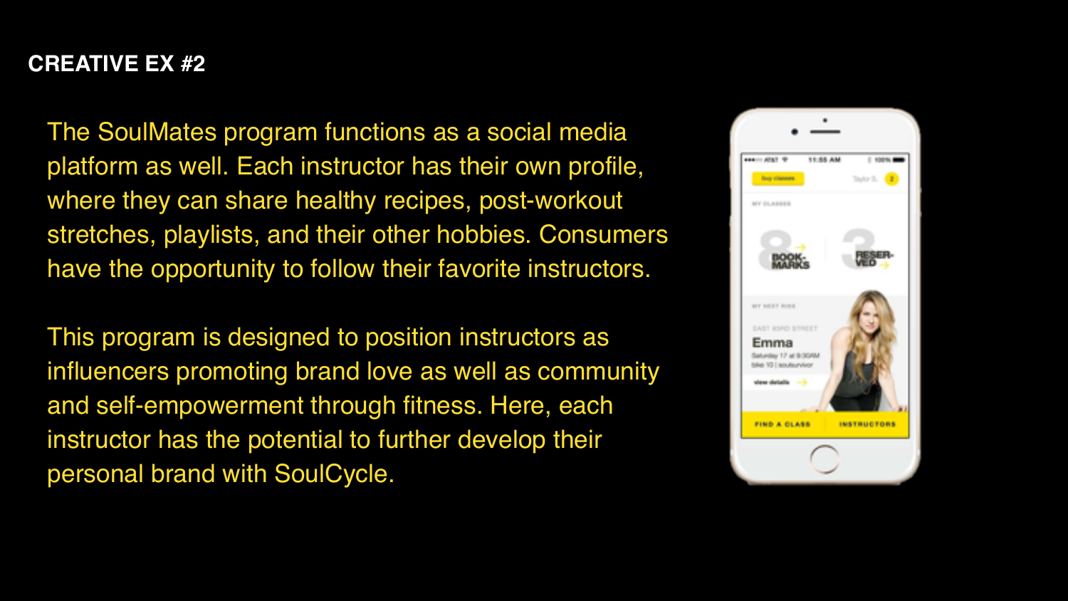## CREATIVE EX #2

The SoulMates program functions as a social media platform as well. Each instructor has their own profile, where they can share healthy recipes, post-workout stretches, playlists, and their other hobbies. Consumers have the opportunity to follow their favorite instructors.

This program is designed to position instructors as influencers promoting brand love as well as community and self-empowerment through fitness. Here, each instructor has the potential to further develop their personal brand with SoulCycle.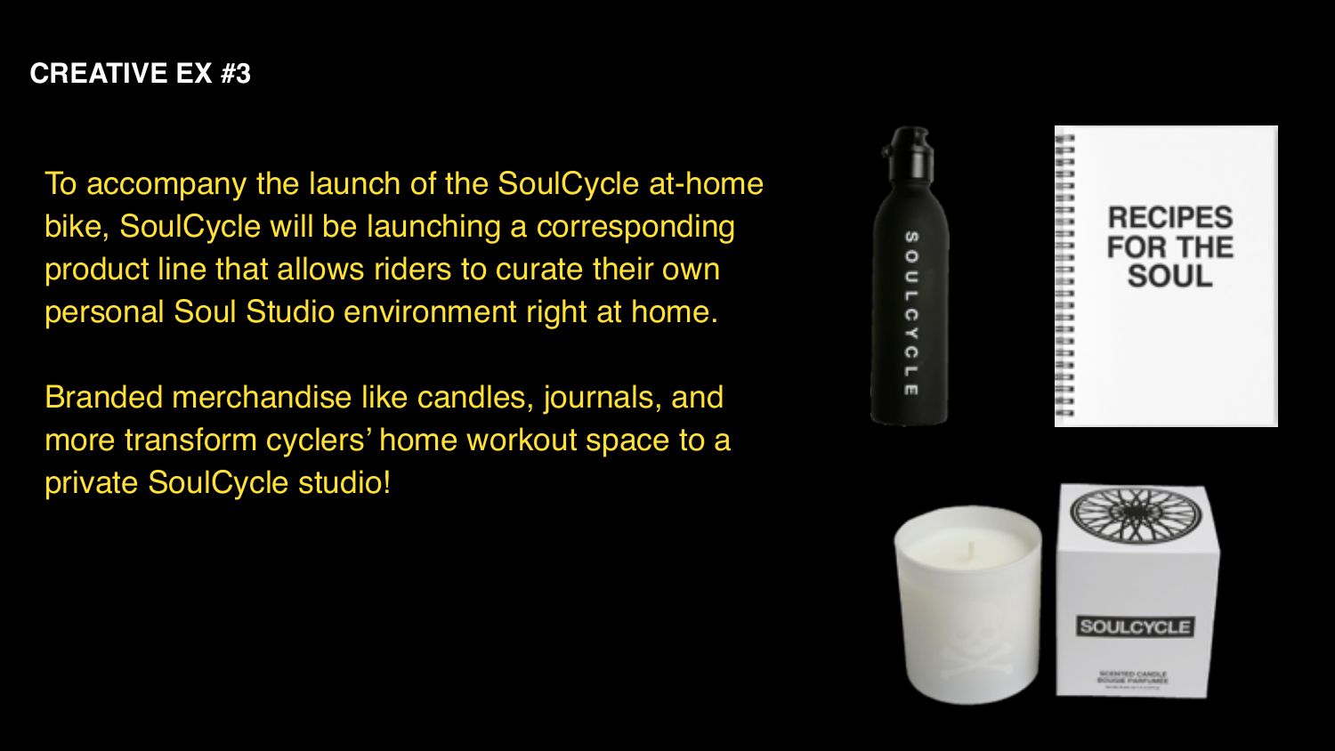## CREATIVE EX #3

To accompany the launch of the SoulCycle at-home bike, SoulCycle will be launching a corresponding product line that allows riders to curate their own personal Soul Studio environment right at home.

Branded merchandise like candles, journals, and more transform cyclers' home workout space to a private SoulCycle studio!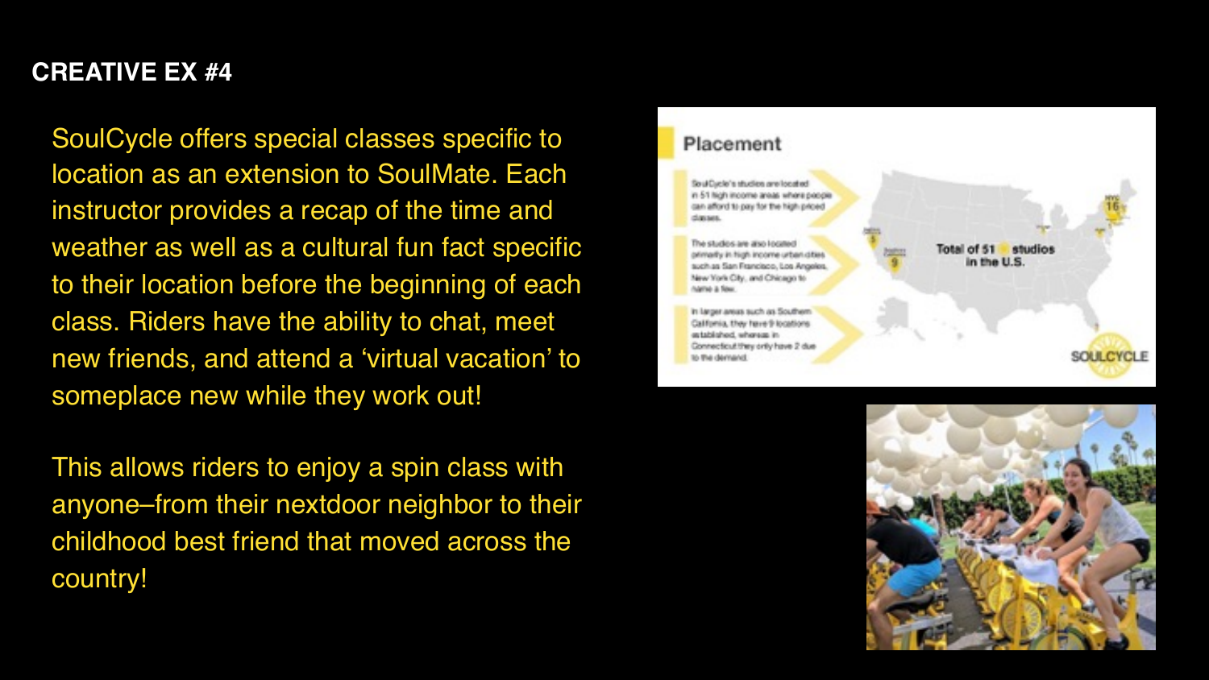**CREATIVE EX #4**

SoulCycle offers special classes specific to location as an extension to SoulMate. Each instructor provides a recap of the time and weather as well as a cultural fun fact specific to their location before the beginning of each class. Riders have the ability to chat, meet new friends, and attend a ‘virtual vacation’ to someplace new while they work out!

This allows riders to enjoy a spin class with anyone–from their nextdoor neighbor to their childhood best friend that moved across the country!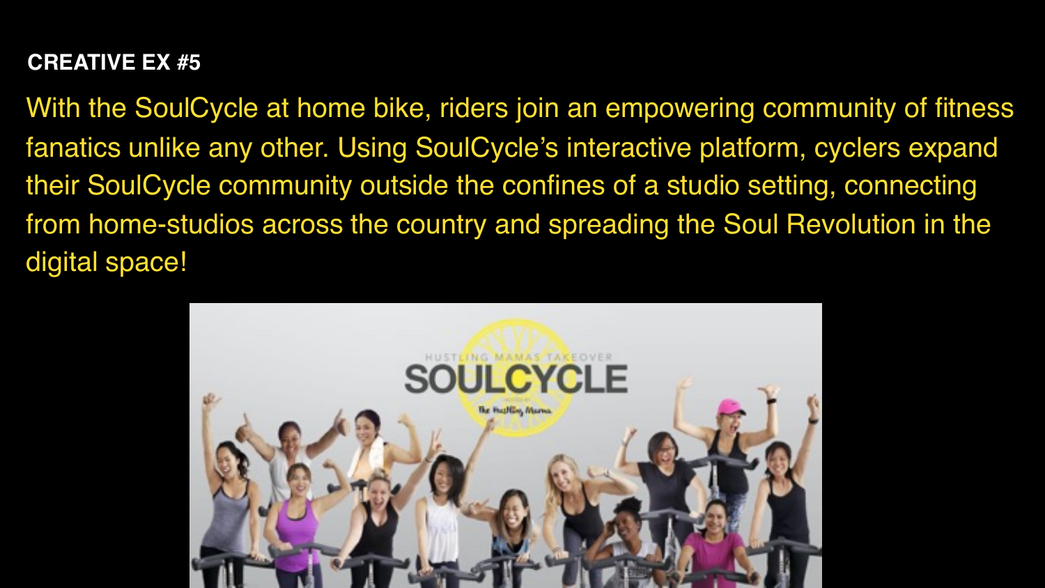**CREATIVE EX #5**

With the SoulCycle at home bike, riders join an empowering community of fitness fanatics unlike any other. Using SoulCycle's interactive platform, cyclers expand their SoulCycle community outside the confines of a studio setting, connecting from home-studios across the country and spreading the Soul Revolution in the digital space!